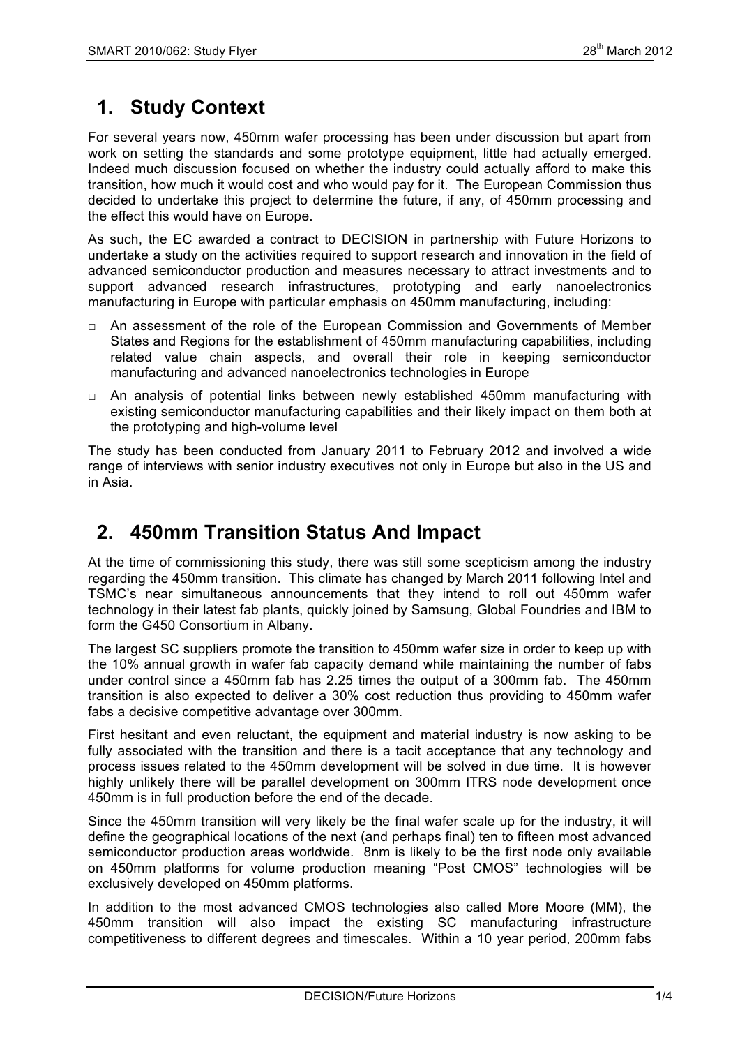## 1. Study Context

For several years now, 450mm wafer processing has been under discussion but apart from work on setting the standards and some prototype equipment, little had actually emerged. Indeed much discussion focused on whether the industry could actually afford to make this transition, how much it would cost and who would pay for it. The European Commission thus decided to undertake this project to determine the future, if any, of 450mm processing and the effect this would have on Europe.

As such, the EC awarded a contract to DECISION in partnership with Future Horizons to undertake a study on the activities required to support research and innovation in the field of advanced semiconductor production and measures necessary to attract investments and to support advanced research infrastructures, prototyping and early nanoelectronics manufacturing in Europe with particular emphasis on 450mm manufacturing, including:

- An assessment of the role of the European Commission and Governments of Member States and Regions for the establishment of 450mm manufacturing capabilities, including related value chain aspects, and overall their role in keeping semiconductor manufacturing and advanced nanoelectronics technologies in Europe
- An analysis of potential links between newly established 450mm manufacturing with existing semiconductor manufacturing capabilities and their likely impact on them both at the prototyping and high-volume level

The study has been conducted from January 2011 to February 2012 and involved a wide range of interviews with senior industry executives not only in Europe but also in the US and in Asia.

## 2. 450mm Transition Status And Impact

At the time of commissioning this study, there was still some scepticism among the industry regarding the 450mm transition. This climate has changed by March 2011 following Intel and TSMC's near simultaneous announcements that they intend to roll out 450mm wafer technology in their latest fab plants, quickly joined by Samsung, Global Foundries and IBM to form the G450 Consortium in Albany.

The largest SC suppliers promote the transition to 450mm wafer size in order to keep up with the 10% annual growth in wafer fab capacity demand while maintaining the number of fabs under control since a 450mm fab has 2.25 times the output of a 300mm fab. The 450mm transition is also expected to deliver a 30% cost reduction thus providing to 450mm wafer fabs a decisive competitive advantage over 300mm.

First hesitant and even reluctant, the equipment and material industry is now asking to be fully associated with the transition and there is a tacit acceptance that any technology and process issues related to the 450mm development will be solved in due time. It is however highly unlikely there will be parallel development on 300mm ITRS node development once 450mm is in full production before the end of the decade.

Since the 450mm transition will very likely be the final wafer scale up for the industry, it will define the geographical locations of the next (and perhaps final) ten to fifteen most advanced semiconductor production areas worldwide. 8nm is likely to be the first node only available on 450mm platforms for volume production meaning "Post CMOS" technologies will be exclusively developed on 450mm platforms.

In addition to the most advanced CMOS technologies also called More Moore (MM), the 450mm transition will also impact the existing SC manufacturing infrastructure competitiveness to different degrees and timescales. Within a 10 year period, 200mm fabs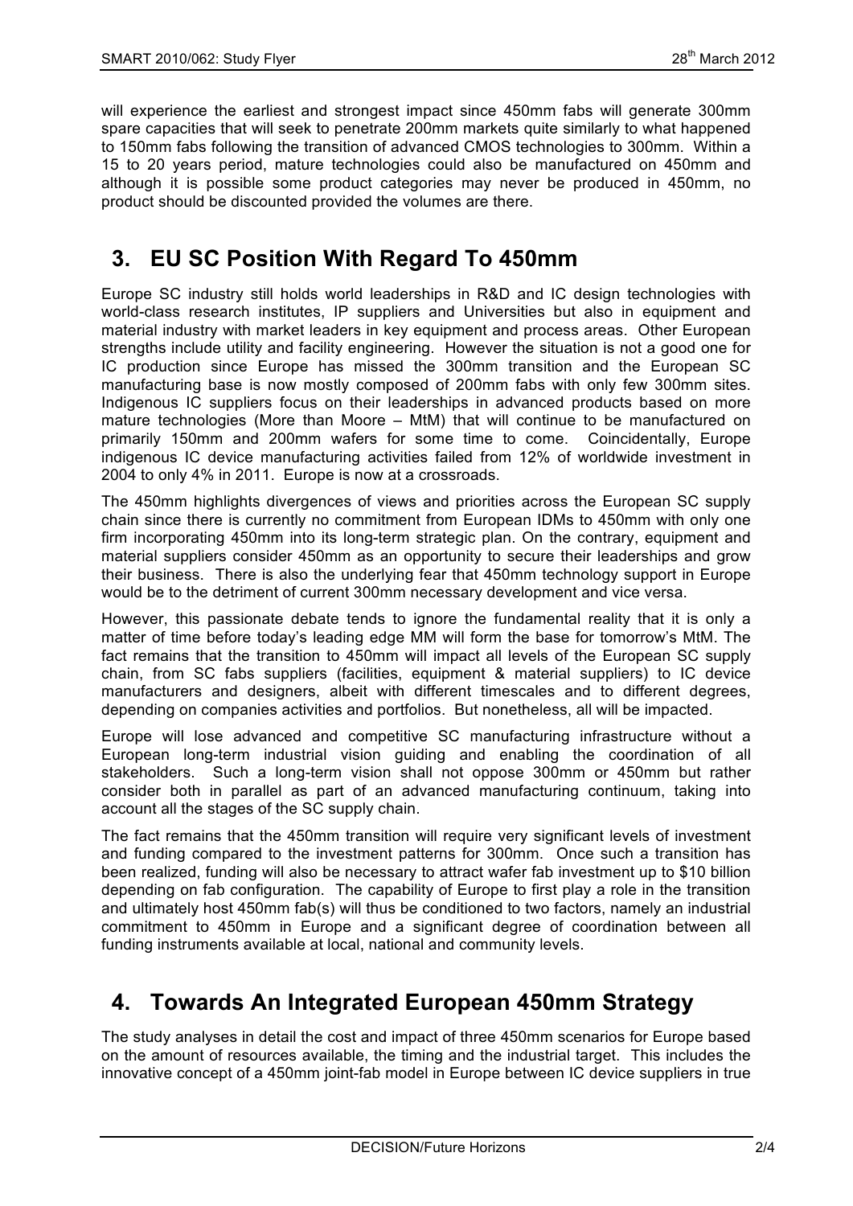will experience the earliest and strongest impact since 450mm fabs will generate 300mm spare capacities that will seek to penetrate 200mm markets quite similarly to what happened to 150mm fabs following the transition of advanced CMOS technologies to 300mm. Within a 15 to 20 years period, mature technologies could also be manufactured on 450mm and although it is possible some product categories may never be produced in 450mm, no product should be discounted provided the volumes are there.

## 3. EU SC Position With Regard To 450mm

Europe SC industry still holds world leaderships in R&D and IC design technologies with world-class research institutes, IP suppliers and Universities but also in equipment and material industry with market leaders in key equipment and process areas. Other European strengths include utility and facility engineering. However the situation is not a good one for IC production since Europe has missed the 300mm transition and the European SC manufacturing base is now mostly composed of 200mm fabs with only few 300mm sites. Indigenous IC suppliers focus on their leaderships in advanced products based on more mature technologies (More than Moore – MtM) that will continue to be manufactured on primarily 150mm and 200mm wafers for some time to come. Coincidentally, Europe indigenous IC device manufacturing activities failed from 12% of worldwide investment in 2004 to only 4% in 2011. Europe is now at a crossroads.

The 450mm highlights divergences of views and priorities across the European SC supply chain since there is currently no commitment from European IDMs to 450mm with only one firm incorporating 450mm into its long-term strategic plan. On the contrary, equipment and material suppliers consider 450mm as an opportunity to secure their leaderships and grow their business. There is also the underlying fear that 450mm technology support in Europe would be to the detriment of current 300mm necessary development and vice versa.

However, this passionate debate tends to ignore the fundamental reality that it is only a matter of time before today's leading edge MM will form the base for tomorrow's MtM. The fact remains that the transition to 450mm will impact all levels of the European SC supply chain, from SC fabs suppliers (facilities, equipment & material suppliers) to IC device manufacturers and designers, albeit with different timescales and to different degrees, depending on companies activities and portfolios. But nonetheless, all will be impacted.

Europe will lose advanced and competitive SC manufacturing infrastructure without a European long-term industrial vision guiding and enabling the coordination of all stakeholders. Such a long-term vision shall not oppose 300mm or 450mm but rather consider both in parallel as part of an advanced manufacturing continuum, taking into account all the stages of the SC supply chain.

The fact remains that the 450mm transition will require very significant levels of investment and funding compared to the investment patterns for 300mm. Once such a transition has been realized, funding will also be necessary to attract wafer fab investment up to $10 billion depending on fab configuration. The capability of Europe to first play a role in the transition and ultimately host 450mm fab(s) will thus be conditioned to two factors, namely an industrial commitment to 450mm in Europe and a significant degree of coordination between all funding instruments available at local, national and community levels.

## 4. Towards An Integrated European 450mm Strategy

The study analyses in detail the cost and impact of three 450mm scenarios for Europe based on the amount of resources available, the timing and the industrial target. This includes the innovative concept of a 450mm joint-fab model in Europe between IC device suppliers in true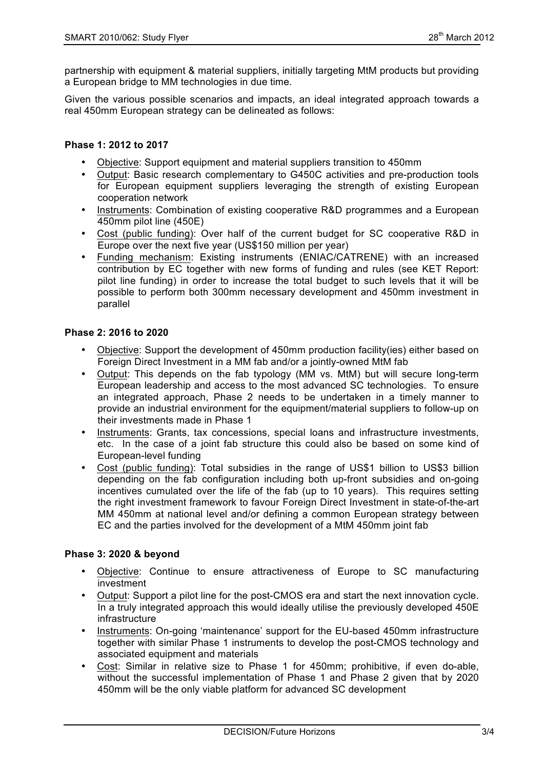partnership with equipment & material suppliers, initially targeting MtM products but providing a European bridge to MM technologies in due time.

Given the various possible scenarios and impacts, an ideal integrated approach towards a real 450mm European strategy can be delineated as follows:

**Phase 1: 2012 to 2017**

- Objective: Support equipment and material suppliers transition to 450mm
- Output: Basic research complementary to G450C activities and pre-production tools for European equipment suppliers leveraging the strength of existing European cooperation network
- Instruments: Combination of existing cooperative R&D programmes and a European 450mm pilot line (450E)
- Cost (public funding): Over half of the current budget for SC cooperative R&D in Europe over the next five year (US$150 million per year)
- Funding mechanism: Existing instruments (ENIAC/CATRENE) with an increased contribution by EC together with new forms of funding and rules (see KET Report: pilot line funding) in order to increase the total budget to such levels that it will be possible to perform both 300mm necessary development and 450mm investment in parallel

**Phase 2: 2016 to 2020**

- Objective: Support the development of 450mm production facility(ies) either based on Foreign Direct Investment in a MM fab and/or a jointly-owned MtM fab
- Output: This depends on the fab typology (MM vs. MtM) but will secure long-term European leadership and access to the most advanced SC technologies. To ensure an integrated approach, Phase 2 needs to be undertaken in a timely manner to provide an industrial environment for the equipment/material suppliers to follow-up on their investments made in Phase 1
- Instruments: Grants, tax concessions, special loans and infrastructure investments, etc. In the case of a joint fab structure this could also be based on some kind of European-level funding
- Cost (public funding): Total subsidies in the range of US$1 billion to US$3 billion depending on the fab configuration including both up-front subsidies and on-going incentives cumulated over the life of the fab (up to 10 years). This requires setting the right investment framework to favour Foreign Direct Investment in state-of-the-art MM 450mm at national level and/or defining a common European strategy between EC and the parties involved for the development of a MtM 450mm joint fab

**Phase 3: 2020 & beyond**

- Objective: Continue to ensure attractiveness of Europe to SC manufacturing investment
- Output: Support a pilot line for the post-CMOS era and start the next innovation cycle. In a truly integrated approach this would ideally utilise the previously developed 450E infrastructure
- Instruments: On-going 'maintenance' support for the EU-based 450mm infrastructure together with similar Phase 1 instruments to develop the post-CMOS technology and associated equipment and materials
- Cost: Similar in relative size to Phase 1 for 450mm; prohibitive, if even do-able, without the successful implementation of Phase 1 and Phase 2 given that by 2020 450mm will be the only viable platform for advanced SC development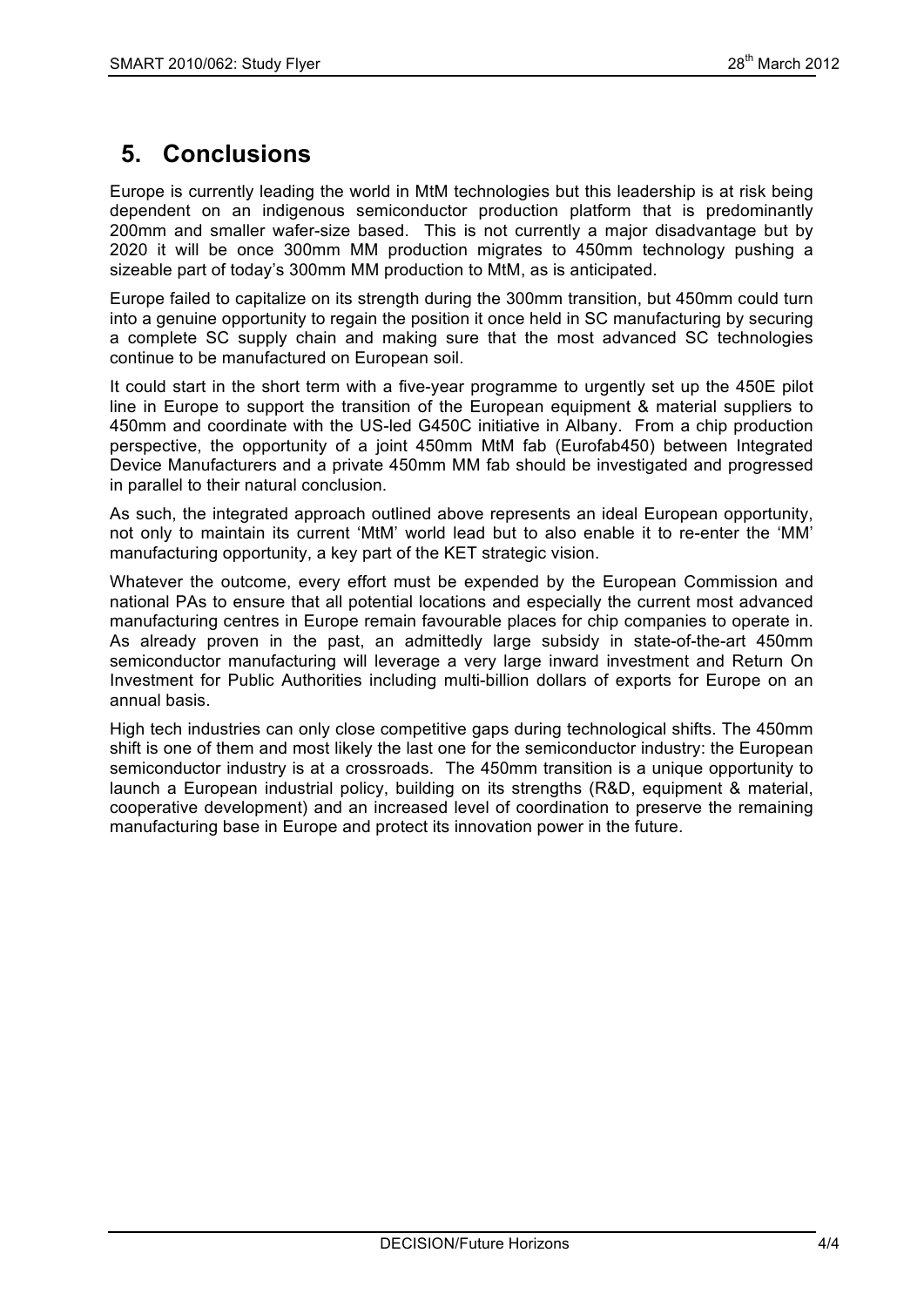## 5. Conclusions

Europe is currently leading the world in MtM technologies but this leadership is at risk being dependent on an indigenous semiconductor production platform that is predominantly 200mm and smaller wafer-size based. This is not currently a major disadvantage but by 2020 it will be once 300mm MM production migrates to 450mm technology pushing a sizeable part of today's 300mm MM production to MtM, as is anticipated.

Europe failed to capitalize on its strength during the 300mm transition, but 450mm could turn into a genuine opportunity to regain the position it once held in SC manufacturing by securing a complete SC supply chain and making sure that the most advanced SC technologies continue to be manufactured on European soil.

It could start in the short term with a five-year programme to urgently set up the 450E pilot line in Europe to support the transition of the European equipment & material suppliers to 450mm and coordinate with the US-led G450C initiative in Albany. From a chip production perspective, the opportunity of a joint 450mm MtM fab (Eurofab450) between Integrated Device Manufacturers and a private 450mm MM fab should be investigated and progressed in parallel to their natural conclusion.

As such, the integrated approach outlined above represents an ideal European opportunity, not only to maintain its current 'MtM' world lead but to also enable it to re-enter the 'MM' manufacturing opportunity, a key part of the KET strategic vision.

Whatever the outcome, every effort must be expended by the European Commission and national PAs to ensure that all potential locations and especially the current most advanced manufacturing centres in Europe remain favourable places for chip companies to operate in. As already proven in the past, an admittedly large subsidy in state-of-the-art 450mm semiconductor manufacturing will leverage a very large inward investment and Return On Investment for Public Authorities including multi-billion dollars of exports for Europe on an annual basis.

High tech industries can only close competitive gaps during technological shifts. The 450mm shift is one of them and most likely the last one for the semiconductor industry: the European semiconductor industry is at a crossroads. The 450mm transition is a unique opportunity to launch a European industrial policy, building on its strengths (R&D, equipment & material, cooperative development) and an increased level of coordination to preserve the remaining manufacturing base in Europe and protect its innovation power in the future.